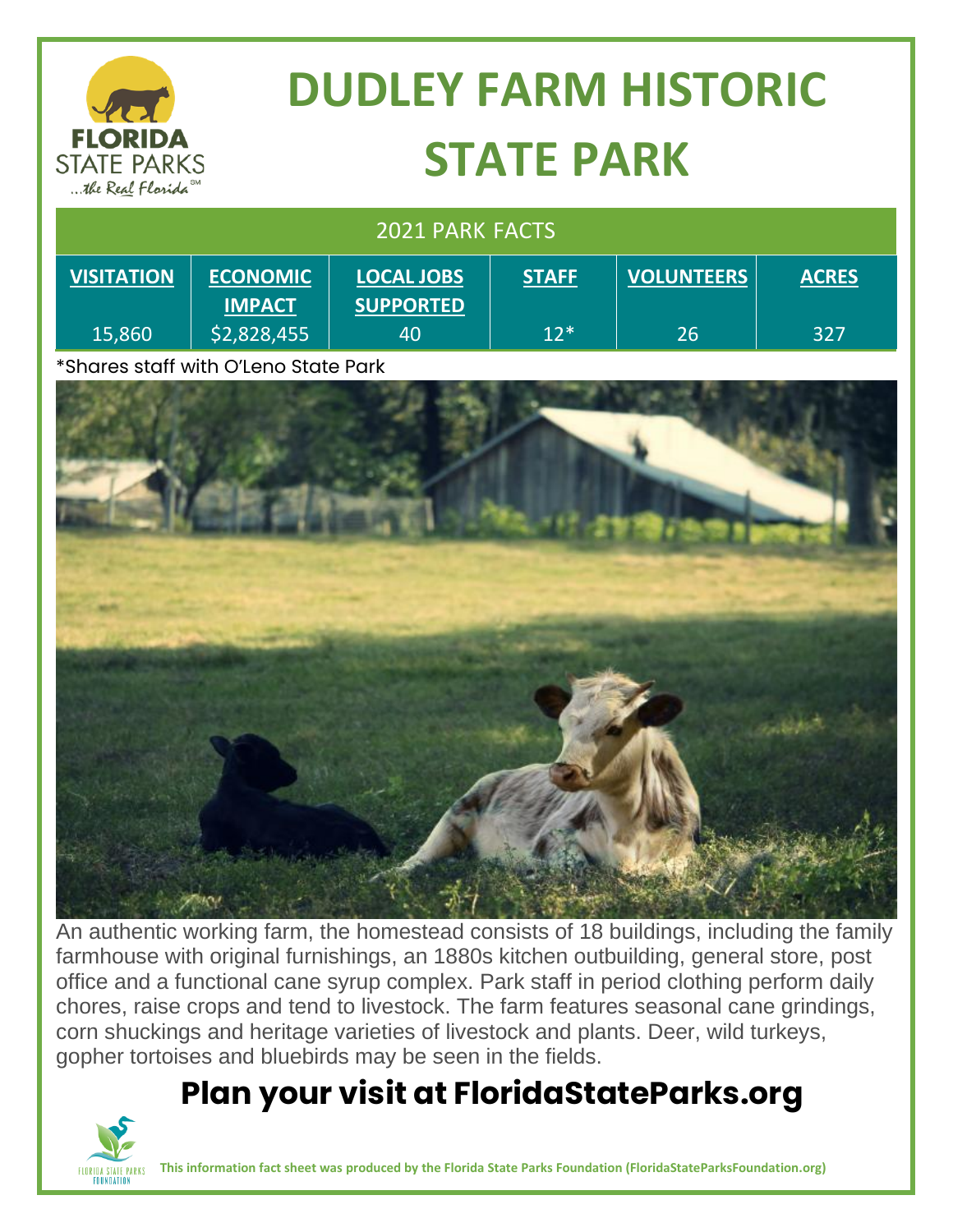# DUDLEY FARM HISTORIC STATE PARK

**2021 PARK FACTS**

| VISITATION | ECONOMIC IMPACT | LOCAL JOBS SUPPORTED | STAFF | VOLUNTEERS | ACRES |
|---|---|---|---|---|---|
| 15,860 | $2,828,455 | 40 | 12* | 26 | 327 |

*Shares staff with O'Leno State Park

An authentic working farm, the homestead consists of 18 buildings, including the family farmhouse with original furnishings, an 1880s kitchen outbuilding, general store, post office and a functional cane syrup complex. Park staff in period clothing perform daily chores, raise crops and tend to livestock. The farm features seasonal cane grindings, corn shuckings and heritage varieties of livestock and plants. Deer, wild turkeys, gopher tortoises and bluebirds may be seen in the fields.

## Plan your visit at FloridaStateParks.org

**This information fact sheet was produced by the Florida State Parks Foundation (FloridaStateParksFoundation.org)**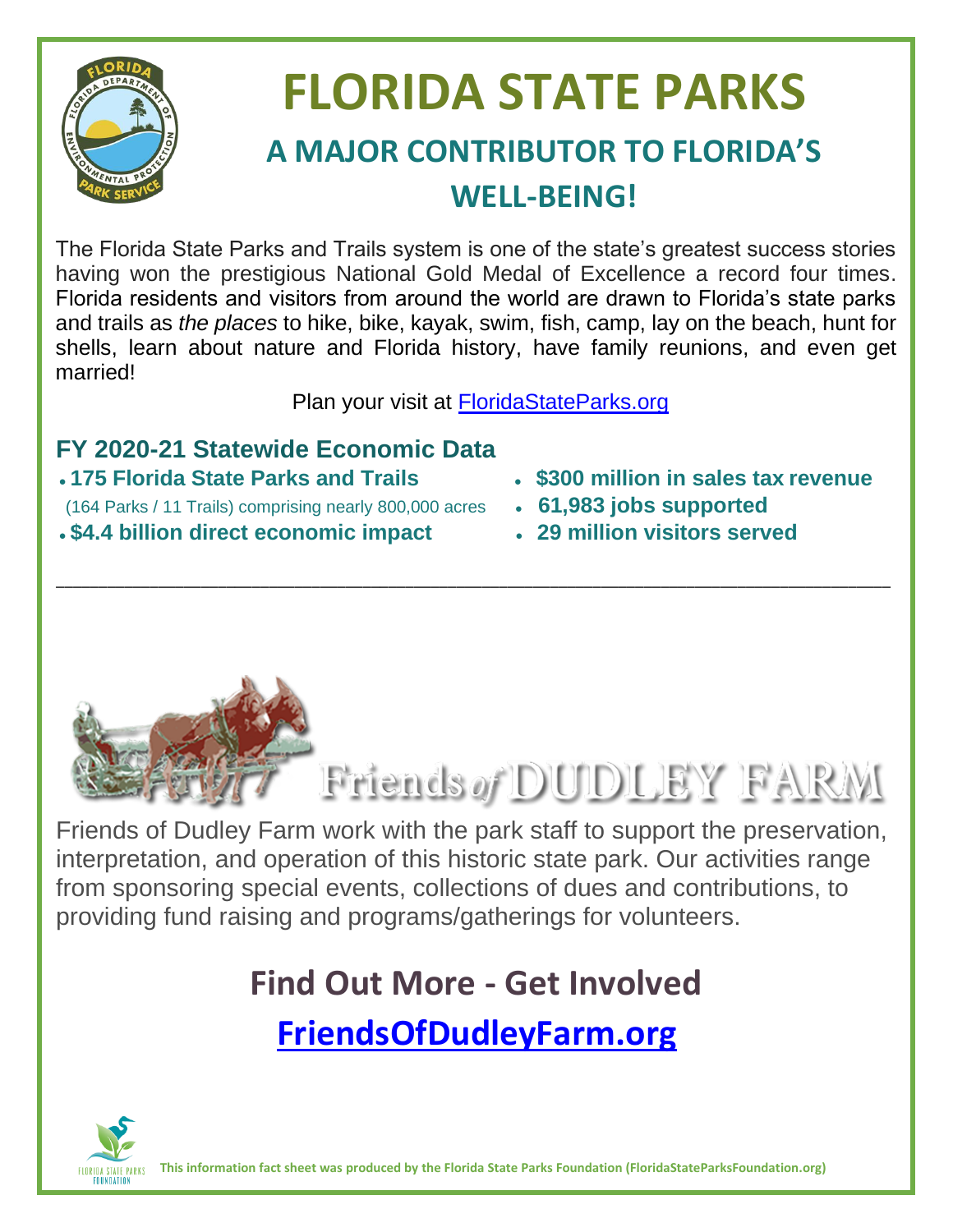# FLORIDA STATE PARKS

## A MAJOR CONTRIBUTOR TO FLORIDA'S WELL-BEING!

The Florida State Parks and Trails system is one of the state's greatest success stories having won the prestigious National Gold Medal of Excellence a record four times. Florida residents and visitors from around the world are drawn to Florida's state parks and trails as *the places* to hike, bike, kayak, swim, fish, camp, lay on the beach, hunt for shells, learn about nature and Florida history, have family reunions, and even get married!

Plan your visit at [FloridaStateParks.org](FloridaStateParks.org)

### FY 2020-21 Statewide Economic Data

- **175 Florida State Parks and Trails** (164 Parks / 11 Trails) comprising nearly 800,000 acres
- **$4.4 billion direct economic impact**
- **$300 million in sales tax revenue**
- **61,983 jobs supported**
- **29 million visitors served**

---

Friends of DUDLEY FARM

Friends of Dudley Farm work with the park staff to support the preservation, interpretation, and operation of this historic state park. Our activities range from sponsoring special events, collections of dues and contributions, to providing fund raising and programs/gatherings for volunteers.

## Find Out More - Get Involved

## [FriendsOfDudleyFarm.org](FriendsOfDudleyFarm.org)

FLORIDA STATE PARKS FOUNDATION

**This information fact sheet was produced by the Florida State Parks Foundation (FloridaStateParksFoundation.org)**